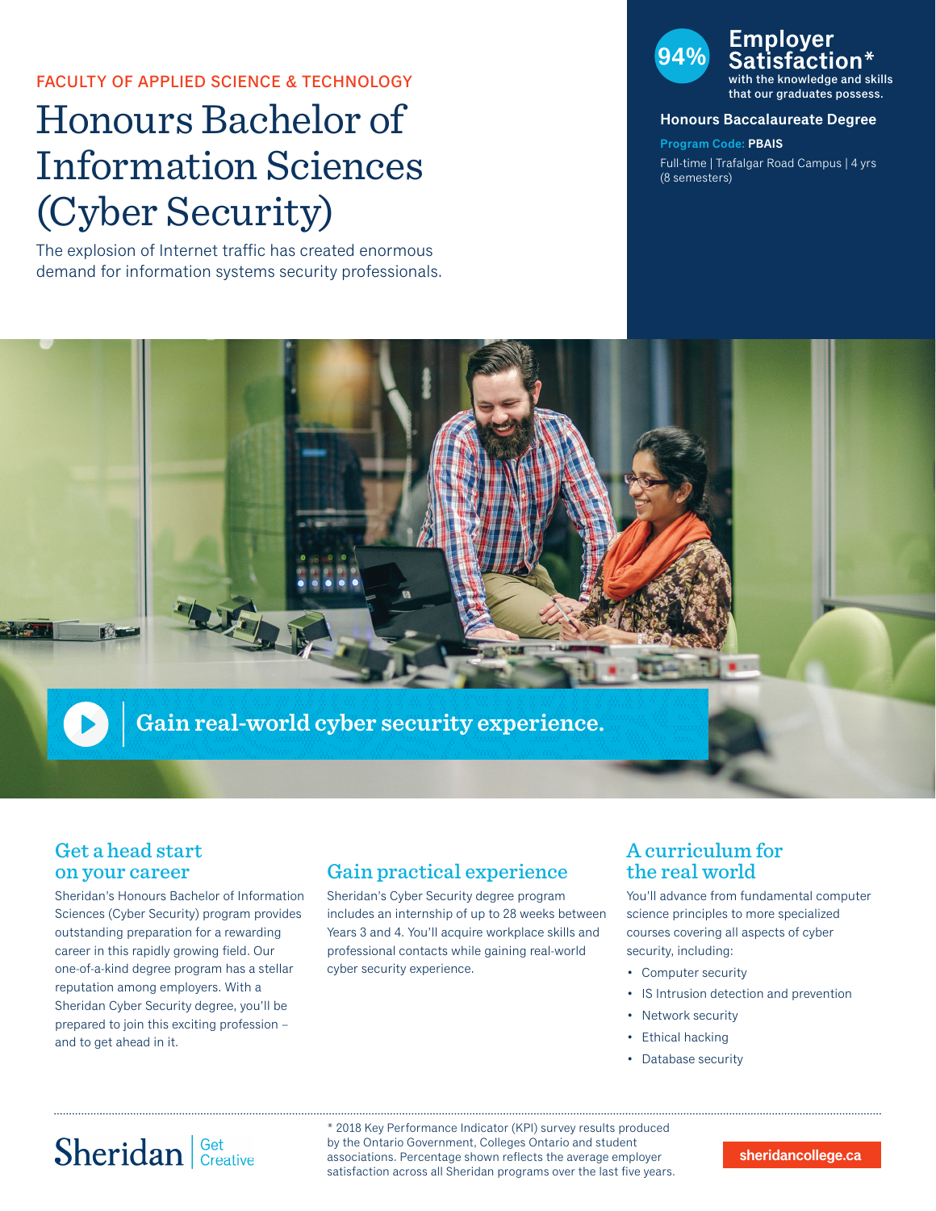FACULTY OF APPLIED SCIENCE & TECHNOLOGY

# Honours Bachelor of Information Sciences (Cyber Security)

The explosion of Internet traffic has created enormous demand for information systems security professionals.

**94% Employer Satisfaction*** with the knowledge and skills that our graduates possess.

**Honours Baccalaureate Degree**

**Program Code: PBAIS**

Full-time | Trafalgar Road Campus | 4 yrs (8 semesters)

Gain real-world cyber security experience.

## Get a head start on your career

Sheridan's Honours Bachelor of Information Sciences (Cyber Security) program provides outstanding preparation for a rewarding career in this rapidly growing field. Our one-of-a-kind degree program has a stellar reputation among employers. With a Sheridan Cyber Security degree, you'll be prepared to join this exciting profession – and to get ahead in it.

## Gain practical experience

Sheridan's Cyber Security degree program includes an internship of up to 28 weeks between Years 3 and 4. You'll acquire workplace skills and professional contacts while gaining real-world cyber security experience.

## A curriculum for the real world

You'll advance from fundamental computer science principles to more specialized courses covering all aspects of cyber security, including:

- Computer security
- IS Intrusion detection and prevention
- Network security
- Ethical hacking
- Database security

Sheridan | Get Creative

* 2018 Key Performance Indicator (KPI) survey results produced by the Ontario Government, Colleges Ontario and student associations. Percentage shown reflects the average employer satisfaction across all Sheridan programs over the last five years.

sheridancollege.ca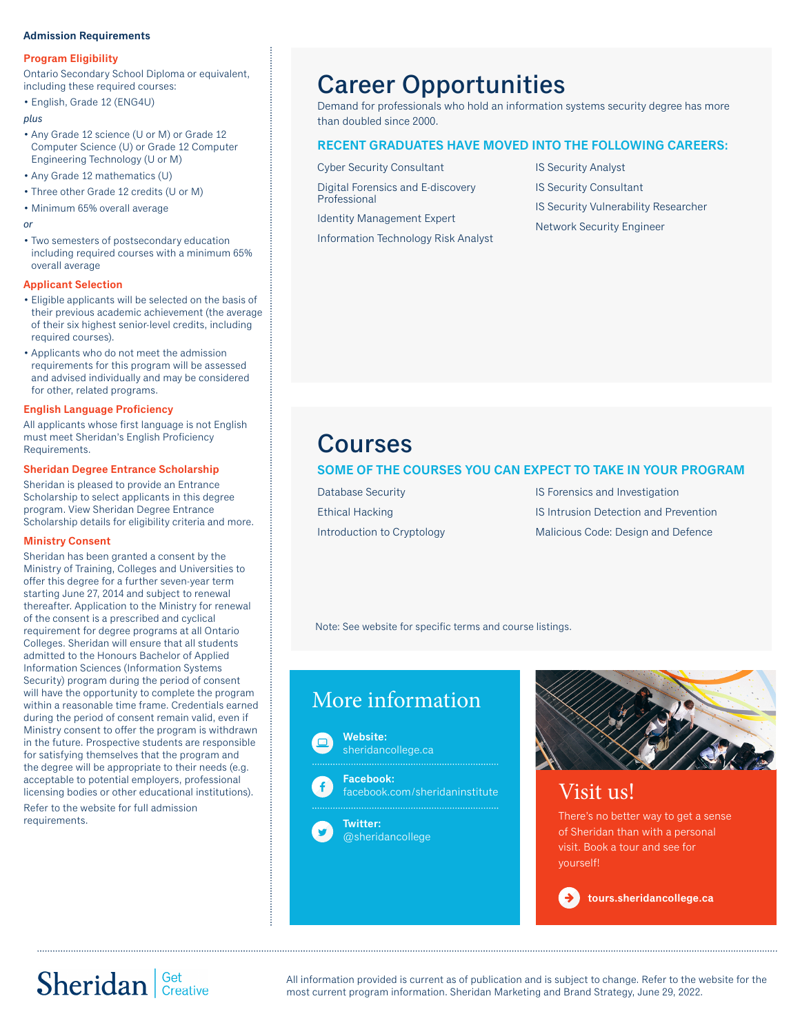## Admission Requirements

### Program Eligibility

Ontario Secondary School Diploma or equivalent, including these required courses:

- English, Grade 12 (ENG4U)

*plus*

- Any Grade 12 science (U or M) or Grade 12 Computer Science (U) or Grade 12 Computer Engineering Technology (U or M)
- Any Grade 12 mathematics (U)
- Three other Grade 12 credits (U or M)
- Minimum 65% overall average

*or*

- Two semesters of postsecondary education including required courses with a minimum 65% overall average

### Applicant Selection

- Eligible applicants will be selected on the basis of their previous academic achievement (the average of their six highest senior-level credits, including required courses).
- Applicants who do not meet the admission requirements for this program will be assessed and advised individually and may be considered for other, related programs.

### English Language Proficiency

All applicants whose first language is not English must meet Sheridan's English Proficiency Requirements.

### Sheridan Degree Entrance Scholarship

Sheridan is pleased to provide an Entrance Scholarship to select applicants in this degree program. View Sheridan Degree Entrance Scholarship details for eligibility criteria and more.

### Ministry Consent

Sheridan has been granted a consent by the Ministry of Training, Colleges and Universities to offer this degree for a further seven-year term starting June 27, 2014 and subject to renewal thereafter. Application to the Ministry for renewal of the consent is a prescribed and cyclical requirement for degree programs at all Ontario Colleges. Sheridan will ensure that all students admitted to the Honours Bachelor of Applied Information Sciences (Information Systems Security) program during the period of consent will have the opportunity to complete the program within a reasonable time frame. Credentials earned during the period of consent remain valid, even if Ministry consent to offer the program is withdrawn in the future. Prospective students are responsible for satisfying themselves that the program and the degree will be appropriate to their needs (e.g. acceptable to potential employers, professional licensing bodies or other educational institutions).

Refer to the website for full admission requirements.

# Career Opportunities

Demand for professionals who hold an information systems security degree has more than doubled since 2000.

### RECENT GRADUATES HAVE MOVED INTO THE FOLLOWING CAREERS:

- Cyber Security Consultant
- Digital Forensics and E-discovery Professional
- Identity Management Expert
- Information Technology Risk Analyst
- IS Security Analyst
- IS Security Consultant
- IS Security Vulnerability Researcher
- Network Security Engineer

# Courses

### SOME OF THE COURSES YOU CAN EXPECT TO TAKE IN YOUR PROGRAM

- Database Security
- Ethical Hacking
- Introduction to Cryptology
- IS Forensics and Investigation
- IS Intrusion Detection and Prevention
- Malicious Code: Design and Defence

Note: See website for specific terms and course listings.

## More information

**Website:** sheridancollege.ca

**Facebook:** facebook.com/sheridaninstitute

**Twitter:** @sheridancollege

## Visit us!

There's no better way to get a sense of Sheridan than with a personal visit. Book a tour and see for yourself!

**tours.sheridancollege.ca**

Sheridan | Get Creative

All information provided is current as of publication and is subject to change. Refer to the website for the most current program information. Sheridan Marketing and Brand Strategy, June 29, 2022.